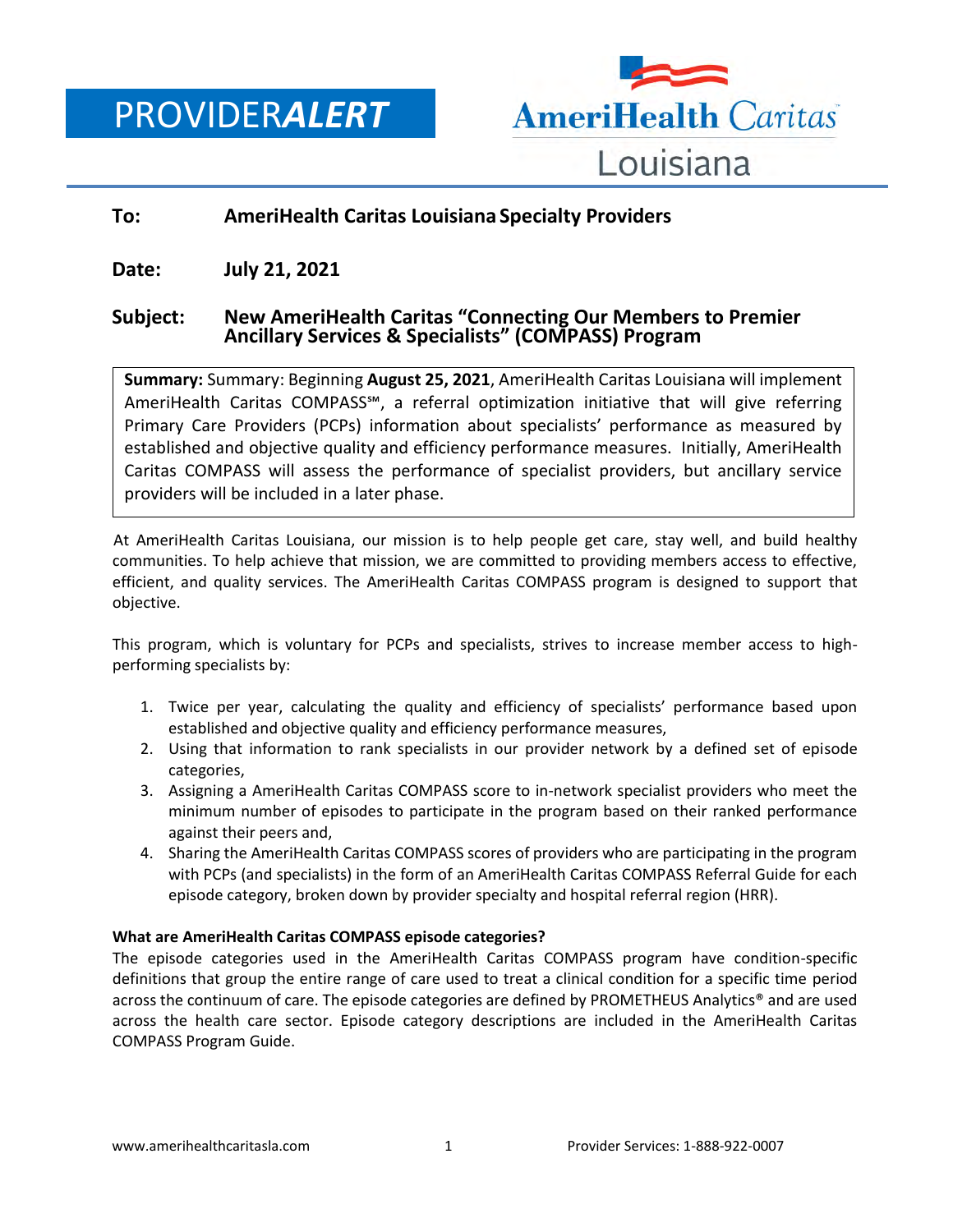PROVIDER***ALERT***

AmeriHealth Caritas Louisiana

**To:** **AmeriHealth Caritas Louisiana Specialty Providers**

**Date:** **July 21, 2021**

**Subject:** **New AmeriHealth Caritas "Connecting Our Members to Premier Ancillary Services & Specialists" (COMPASS) Program**

> **Summary:** Summary: Beginning **August 25, 2021**, AmeriHealth Caritas Louisiana will implement AmeriHealth Caritas COMPASS℠, a referral optimization initiative that will give referring Primary Care Providers (PCPs) information about specialists' performance as measured by established and objective quality and efficiency performance measures. Initially, AmeriHealth Caritas COMPASS will assess the performance of specialist providers, but ancillary service providers will be included in a later phase.

At AmeriHealth Caritas Louisiana, our mission is to help people get care, stay well, and build healthy communities. To help achieve that mission, we are committed to providing members access to effective, efficient, and quality services. The AmeriHealth Caritas COMPASS program is designed to support that objective.

This program, which is voluntary for PCPs and specialists, strives to increase member access to high-performing specialists by:

1. Twice per year, calculating the quality and efficiency of specialists' performance based upon established and objective quality and efficiency performance measures,
2. Using that information to rank specialists in our provider network by a defined set of episode categories,
3. Assigning a AmeriHealth Caritas COMPASS score to in-network specialist providers who meet the minimum number of episodes to participate in the program based on their ranked performance against their peers and,
4. Sharing the AmeriHealth Caritas COMPASS scores of providers who are participating in the program with PCPs (and specialists) in the form of an AmeriHealth Caritas COMPASS Referral Guide for each episode category, broken down by provider specialty and hospital referral region (HRR).

**What are AmeriHealth Caritas COMPASS episode categories?**

The episode categories used in the AmeriHealth Caritas COMPASS program have condition-specific definitions that group the entire range of care used to treat a clinical condition for a specific time period across the continuum of care. The episode categories are defined by PROMETHEUS Analytics® and are used across the health care sector. Episode category descriptions are included in the AmeriHealth Caritas COMPASS Program Guide.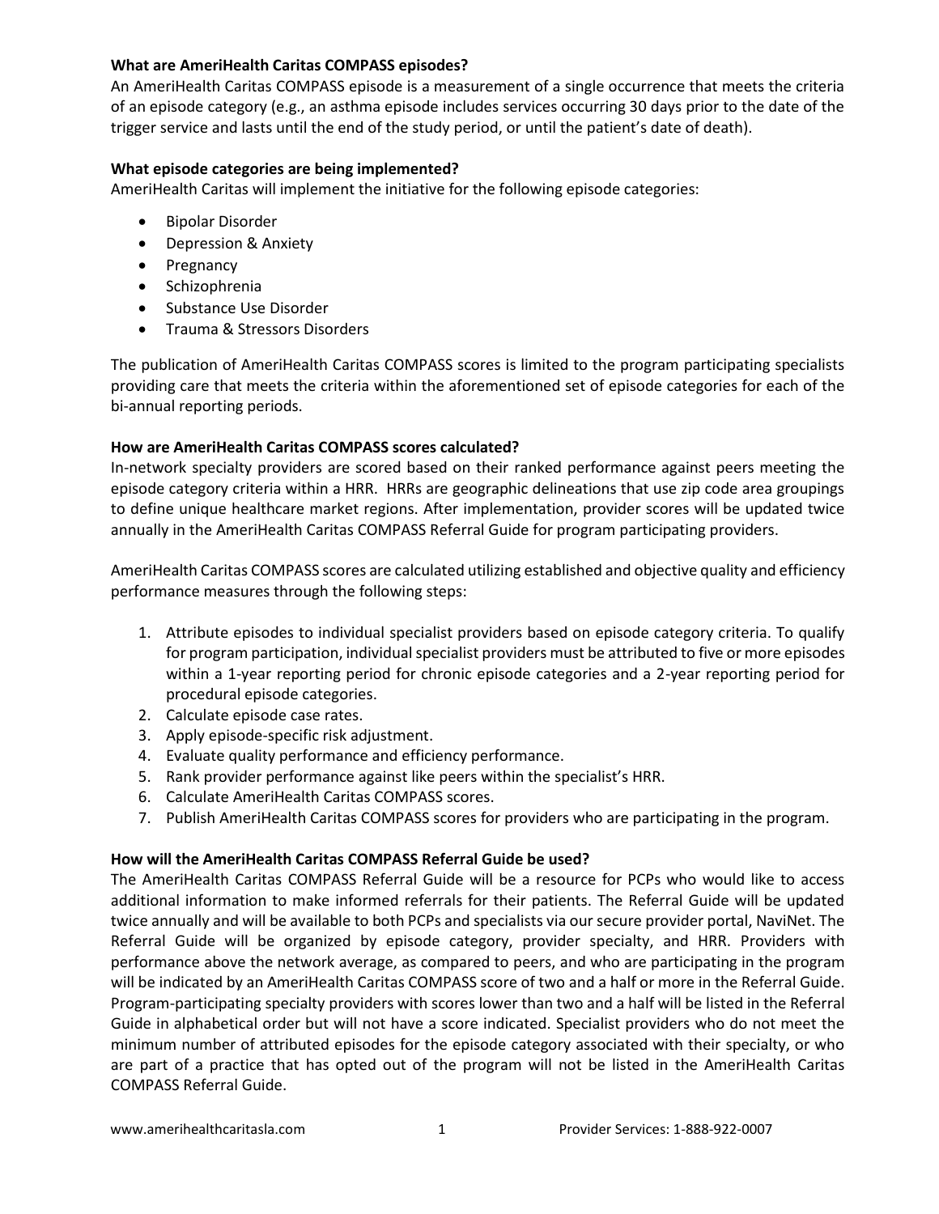**What are AmeriHealth Caritas COMPASS episodes?**
An AmeriHealth Caritas COMPASS episode is a measurement of a single occurrence that meets the criteria of an episode category (e.g., an asthma episode includes services occurring 30 days prior to the date of the trigger service and lasts until the end of the study period, or until the patient's date of death).

**What episode categories are being implemented?**
AmeriHealth Caritas will implement the initiative for the following episode categories:

- Bipolar Disorder
- Depression & Anxiety
- Pregnancy
- Schizophrenia
- Substance Use Disorder
- Trauma & Stressors Disorders

The publication of AmeriHealth Caritas COMPASS scores is limited to the program participating specialists providing care that meets the criteria within the aforementioned set of episode categories for each of the bi-annual reporting periods.

**How are AmeriHealth Caritas COMPASS scores calculated?**
In-network specialty providers are scored based on their ranked performance against peers meeting the episode category criteria within a HRR. HRRs are geographic delineations that use zip code area groupings to define unique healthcare market regions. After implementation, provider scores will be updated twice annually in the AmeriHealth Caritas COMPASS Referral Guide for program participating providers.

AmeriHealth Caritas COMPASS scores are calculated utilizing established and objective quality and efficiency performance measures through the following steps:

1. Attribute episodes to individual specialist providers based on episode category criteria. To qualify for program participation, individual specialist providers must be attributed to five or more episodes within a 1-year reporting period for chronic episode categories and a 2-year reporting period for procedural episode categories.
2. Calculate episode case rates.
3. Apply episode-specific risk adjustment.
4. Evaluate quality performance and efficiency performance.
5. Rank provider performance against like peers within the specialist's HRR.
6. Calculate AmeriHealth Caritas COMPASS scores.
7. Publish AmeriHealth Caritas COMPASS scores for providers who are participating in the program.

**How will the AmeriHealth Caritas COMPASS Referral Guide be used?**
The AmeriHealth Caritas COMPASS Referral Guide will be a resource for PCPs who would like to access additional information to make informed referrals for their patients. The Referral Guide will be updated twice annually and will be available to both PCPs and specialists via our secure provider portal, NaviNet. The Referral Guide will be organized by episode category, provider specialty, and HRR. Providers with performance above the network average, as compared to peers, and who are participating in the program will be indicated by an AmeriHealth Caritas COMPASS score of two and a half or more in the Referral Guide. Program-participating specialty providers with scores lower than two and a half will be listed in the Referral Guide in alphabetical order but will not have a score indicated. Specialist providers who do not meet the minimum number of attributed episodes for the episode category associated with their specialty, or who are part of a practice that has opted out of the program will not be listed in the AmeriHealth Caritas COMPASS Referral Guide.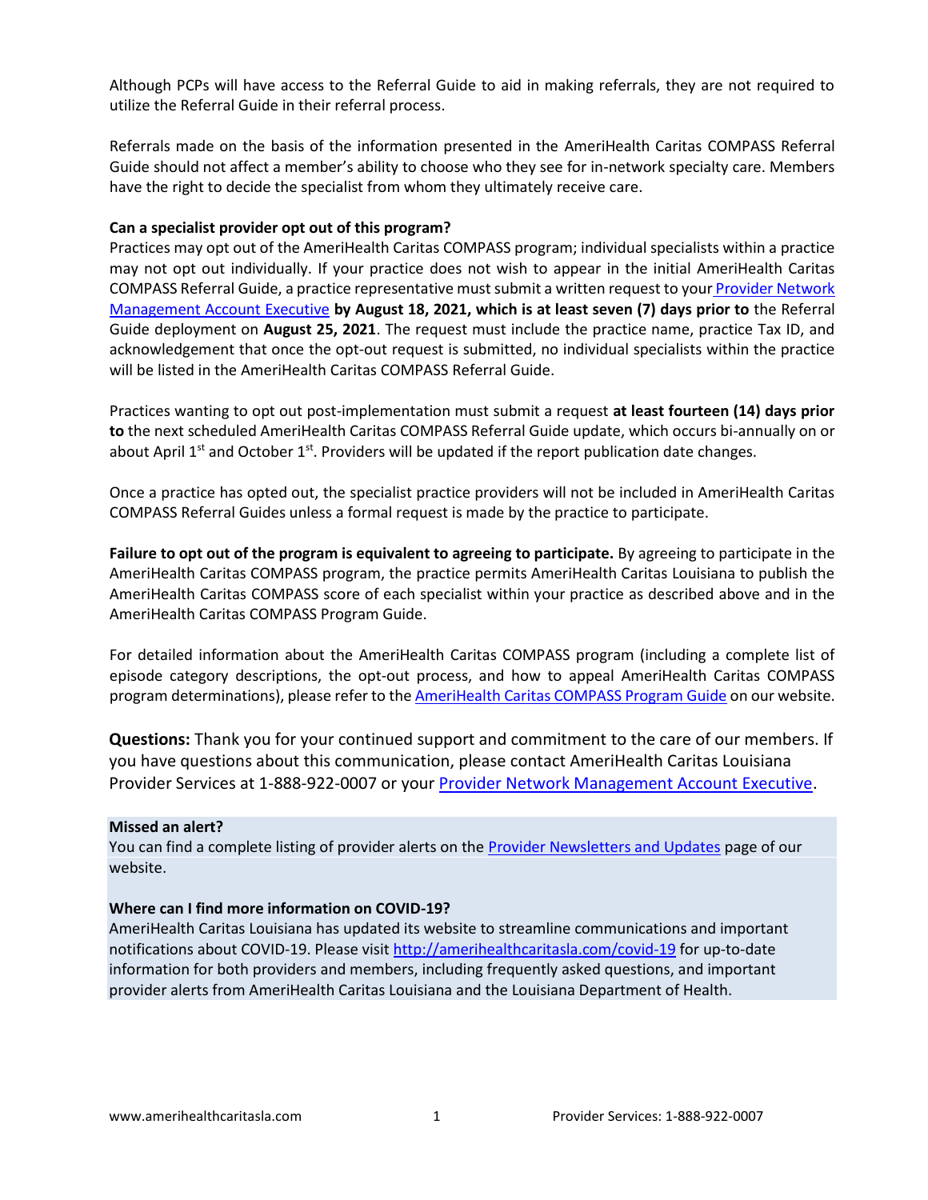Although PCPs will have access to the Referral Guide to aid in making referrals, they are not required to utilize the Referral Guide in their referral process.

Referrals made on the basis of the information presented in the AmeriHealth Caritas COMPASS Referral Guide should not affect a member's ability to choose who they see for in-network specialty care. Members have the right to decide the specialist from whom they ultimately receive care.

**Can a specialist provider opt out of this program?**

Practices may opt out of the AmeriHealth Caritas COMPASS program; individual specialists within a practice may not opt out individually. If your practice does not wish to appear in the initial AmeriHealth Caritas COMPASS Referral Guide, a practice representative must submit a written request to your Provider Network Management Account Executive **by August 18, 2021, which is at least seven (7) days prior to** the Referral Guide deployment on **August 25, 2021**. The request must include the practice name, practice Tax ID, and acknowledgement that once the opt-out request is submitted, no individual specialists within the practice will be listed in the AmeriHealth Caritas COMPASS Referral Guide.

Practices wanting to opt out post-implementation must submit a request **at least fourteen (14) days prior to** the next scheduled AmeriHealth Caritas COMPASS Referral Guide update, which occurs bi-annually on or about April 1st and October 1st. Providers will be updated if the report publication date changes.

Once a practice has opted out, the specialist practice providers will not be included in AmeriHealth Caritas COMPASS Referral Guides unless a formal request is made by the practice to participate.

**Failure to opt out of the program is equivalent to agreeing to participate.** By agreeing to participate in the AmeriHealth Caritas COMPASS program, the practice permits AmeriHealth Caritas Louisiana to publish the AmeriHealth Caritas COMPASS score of each specialist within your practice as described above and in the AmeriHealth Caritas COMPASS Program Guide.

For detailed information about the AmeriHealth Caritas COMPASS program (including a complete list of episode category descriptions, the opt-out process, and how to appeal AmeriHealth Caritas COMPASS program determinations), please refer to the AmeriHealth Caritas COMPASS Program Guide on our website.

**Questions:** Thank you for your continued support and commitment to the care of our members. If you have questions about this communication, please contact AmeriHealth Caritas Louisiana Provider Services at 1-888-922-0007 or your Provider Network Management Account Executive.

**Missed an alert?**

You can find a complete listing of provider alerts on the Provider Newsletters and Updates page of our website.

**Where can I find more information on COVID-19?**

AmeriHealth Caritas Louisiana has updated its website to streamline communications and important notifications about COVID-19. Please visit http://amerihealthcaritasla.com/covid-19 for up-to-date information for both providers and members, including frequently asked questions, and important provider alerts from AmeriHealth Caritas Louisiana and the Louisiana Department of Health.